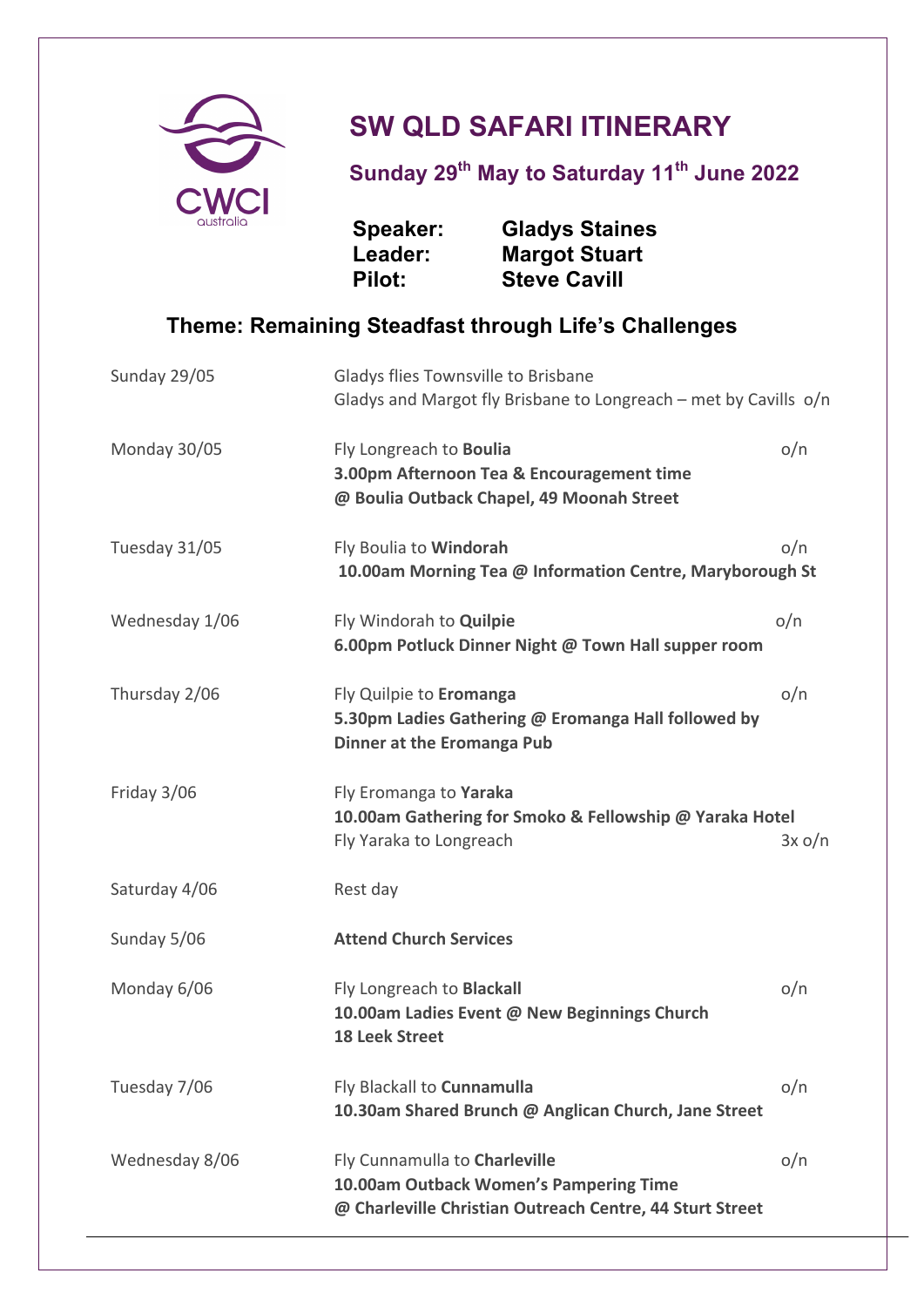CWCI australia

# SW QLD SAFARI ITINERARY

## Sunday 29th May to Saturday 11th June 2022

**Speaker:** **Gladys Staines**
**Leader:** **Margot Stuart**
**Pilot:** **Steve Cavill**

### Theme: Remaining Steadfast through Life's Challenges

| | | |
|---|---|---|
| Sunday 29/05 | Gladys flies Townsville to Brisbane<br>Gladys and Margot fly Brisbane to Longreach – met by Cavills | o/n |
| Monday 30/05 | Fly Longreach to **Boulia**<br>**3.00pm Afternoon Tea & Encouragement time @ Boulia Outback Chapel, 49 Moonah Street** | o/n |
| Tuesday 31/05 | Fly Boulia to **Windorah**<br>**10.00am Morning Tea @ Information Centre, Maryborough St** | o/n |
| Wednesday 1/06 | Fly Windorah to **Quilpie**<br>**6.00pm Potluck Dinner Night @ Town Hall supper room** | o/n |
| Thursday 2/06 | Fly Quilpie to **Eromanga**<br>**5.30pm Ladies Gathering @ Eromanga Hall followed by Dinner at the Eromanga Pub** | o/n |
| Friday 3/06 | Fly Eromanga to **Yaraka**<br>**10.00am Gathering for Smoko & Fellowship @ Yaraka Hotel**<br>Fly Yaraka to Longreach | 3x o/n |
| Saturday 4/06 | Rest day | |
| Sunday 5/06 | **Attend Church Services** | |
| Monday 6/06 | Fly Longreach to **Blackall**<br>**10.00am Ladies Event @ New Beginnings Church 18 Leek Street** | o/n |
| Tuesday 7/06 | Fly Blackall to **Cunnamulla**<br>**10.30am Shared Brunch @ Anglican Church, Jane Street** | o/n |
| Wednesday 8/06 | Fly Cunnamulla to **Charleville**<br>**10.00am Outback Women's Pampering Time @ Charleville Christian Outreach Centre, 44 Sturt Street** | o/n |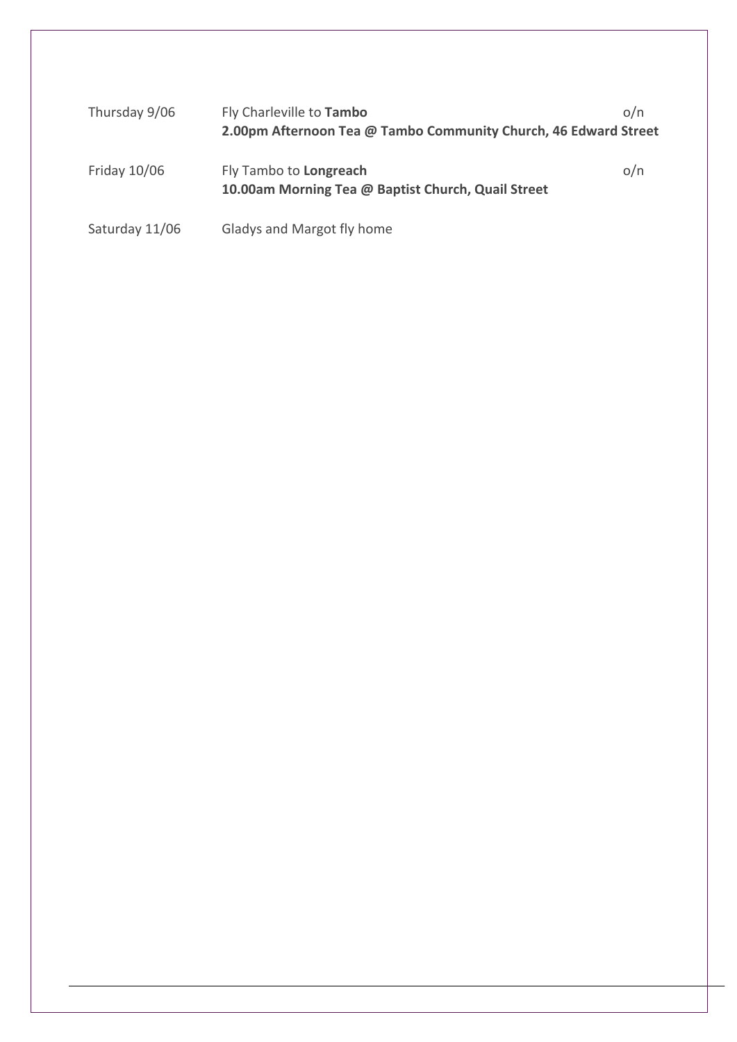| | | |
|---|---|---|
| Thursday 9/06 | Fly Charleville to **Tambo**<br>**2.00pm Afternoon Tea @ Tambo Community Church, 46 Edward Street** | o/n |
| Friday 10/06 | Fly Tambo to **Longreach**<br>**10.00am Morning Tea @ Baptist Church, Quail Street** | o/n |
| Saturday 11/06 | Gladys and Margot fly home | |